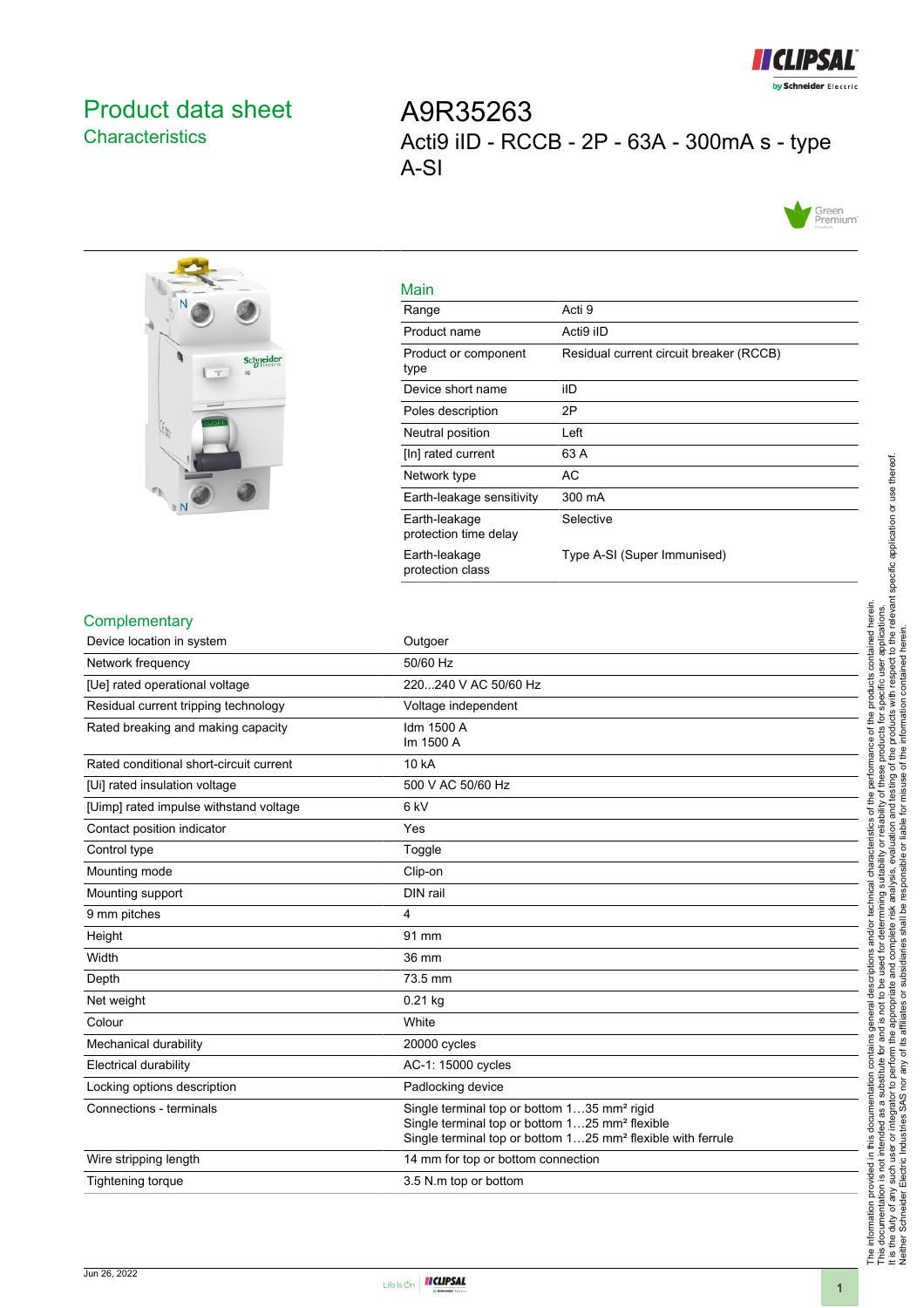# Product data sheet

## Characteristics

# A9R35263

Acti9 iID - RCCB - 2P - 63A - 300mA s - type A-SI

## Main

| | |
|---|---|
| Range | Acti 9 |
| Product name | Acti9 iID |
| Product or component type | Residual current circuit breaker (RCCB) |
| Device short name | iID |
| Poles description | 2P |
| Neutral position | Left |
| [In] rated current | 63 A |
| Network type | AC |
| Earth-leakage sensitivity | 300 mA |
| Earth-leakage protection time delay | Selective |
| Earth-leakage protection class | Type A-SI (Super Immunised) |

## Complementary

| | |
|---|---|
| Device location in system | Outgoer |
| Network frequency | 50/60 Hz |
| [Ue] rated operational voltage | 220...240 V AC 50/60 Hz |
| Residual current tripping technology | Voltage independent |
| Rated breaking and making capacity | Idm 1500 A<br>Im 1500 A |
| Rated conditional short-circuit current | 10 kA |
| [Ui] rated insulation voltage | 500 V AC 50/60 Hz |
| [Uimp] rated impulse withstand voltage | 6 kV |
| Contact position indicator | Yes |
| Control type | Toggle |
| Mounting mode | Clip-on |
| Mounting support | DIN rail |
| 9 mm pitches | 4 |
| Height | 91 mm |
| Width | 36 mm |
| Depth | 73.5 mm |
| Net weight | 0.21 kg |
| Colour | White |
| Mechanical durability | 20000 cycles |
| Electrical durability | AC-1: 15000 cycles |
| Locking options description | Padlocking device |
| Connections - terminals | Single terminal top or bottom 1…35 mm² rigid<br>Single terminal top or bottom 1…25 mm² flexible<br>Single terminal top or bottom 1…25 mm² flexible with ferrule |
| Wire stripping length | 14 mm for top or bottom connection |
| Tightening torque | 3.5 N.m top or bottom |

The information provided in this documentation contains general descriptions and/or technical characteristics of the performance of the products contained herein. This documentation is not intended as a substitute for and is not to be used for determining suitability or reliability of these products for specific user applications. It is the duty of any such user or integrator to perform the appropriate and complete risk analysis, evaluation and testing of the products with respect to the relevant specific application or use thereof. Neither Schneider Electric Industries SAS nor any of its affiliates or subsidiaries shall be responsible or liable for misuse of the information contained herein.

Jun 26, 2022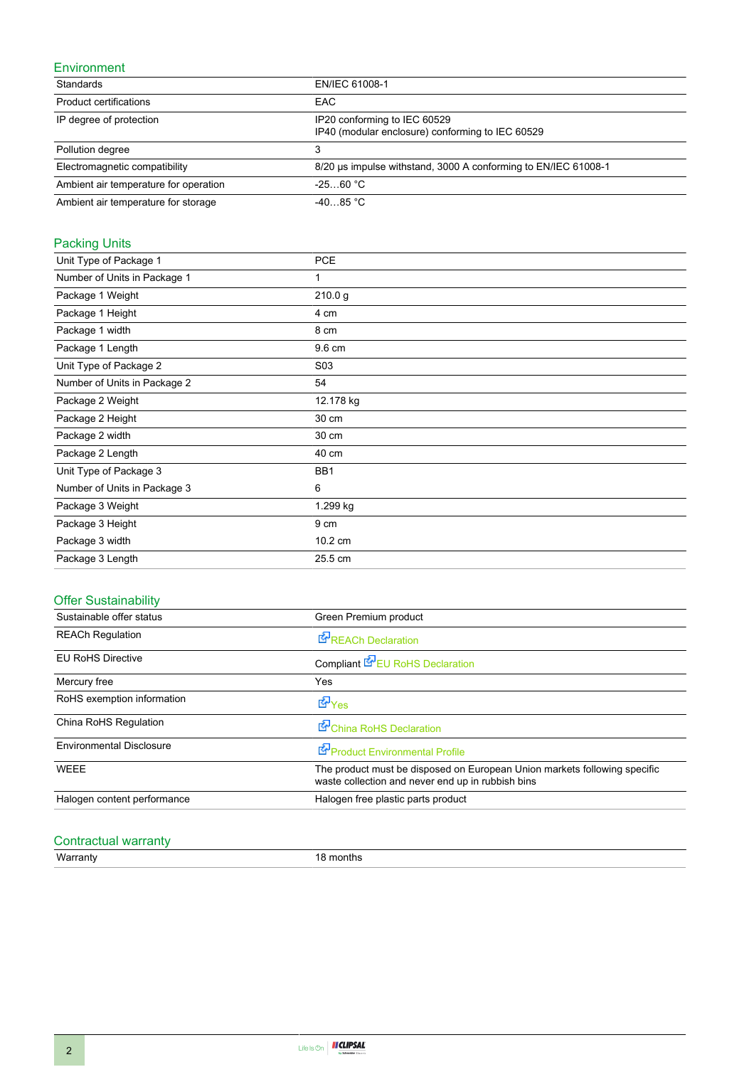## Environment

| | |
|---|---|
| Standards | EN/IEC 61008-1 |
| Product certifications | EAC |
| IP degree of protection | IP20 conforming to IEC 60529<br>IP40 (modular enclosure) conforming to IEC 60529 |
| Pollution degree | 3 |
| Electromagnetic compatibility | 8/20 µs impulse withstand, 3000 A conforming to EN/IEC 61008-1 |
| Ambient air temperature for operation | -25…60 °C |
| Ambient air temperature for storage | -40…85 °C |

## Packing Units

| | |
|---|---|
| Unit Type of Package 1 | PCE |
| Number of Units in Package 1 | 1 |
| Package 1 Weight | 210.0 g |
| Package 1 Height | 4 cm |
| Package 1 width | 8 cm |
| Package 1 Length | 9.6 cm |
| Unit Type of Package 2 | S03 |
| Number of Units in Package 2 | 54 |
| Package 2 Weight | 12.178 kg |
| Package 2 Height | 30 cm |
| Package 2 width | 30 cm |
| Package 2 Length | 40 cm |
| Unit Type of Package 3 | BB1 |
| Number of Units in Package 3 | 6 |
| Package 3 Weight | 1.299 kg |
| Package 3 Height | 9 cm |
| Package 3 width | 10.2 cm |
| Package 3 Length | 25.5 cm |

## Offer Sustainability

| | |
|---|---|
| Sustainable offer status | Green Premium product |
| REACh Regulation | REACh Declaration |
| EU RoHS Directive | Compliant EU RoHS Declaration |
| Mercury free | Yes |
| RoHS exemption information | Yes |
| China RoHS Regulation | China RoHS Declaration |
| Environmental Disclosure | Product Environmental Profile |
| WEEE | The product must be disposed on European Union markets following specific waste collection and never end up in rubbish bins |
| Halogen content performance | Halogen free plastic parts product |

## Contractual warranty

| | |
|---|---|
| Warranty | 18 months |